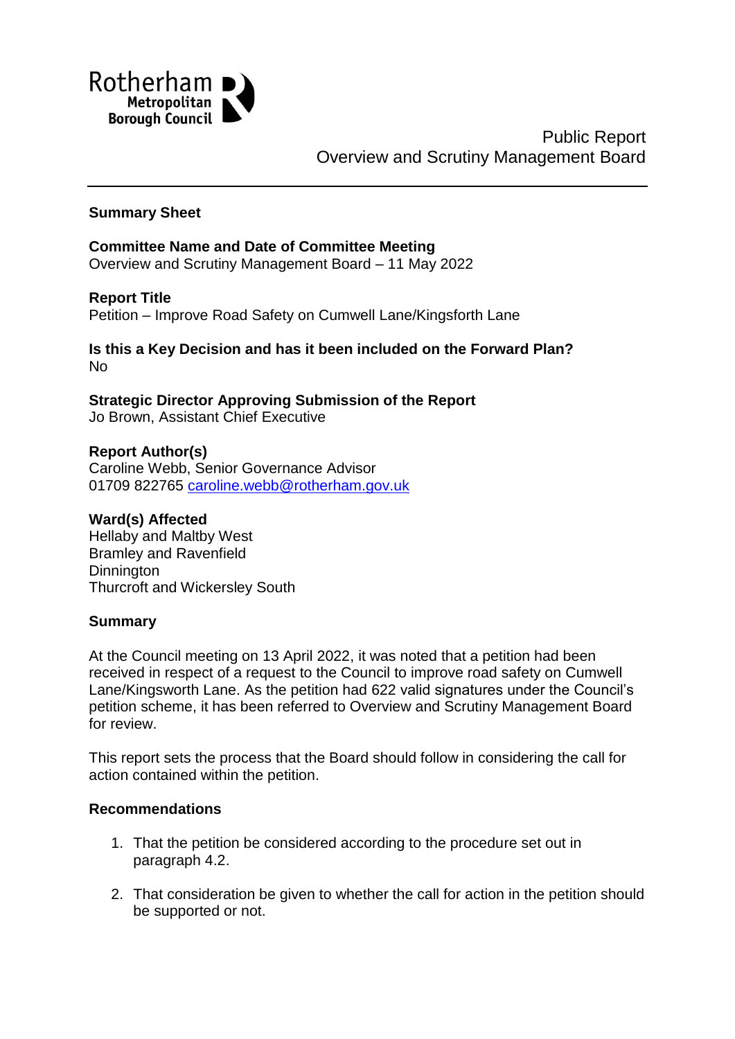Rotherham Metropolitan Borough Council

Public Report
Overview and Scrutiny Management Board

---

**Summary Sheet**

**Committee Name and Date of Committee Meeting**
Overview and Scrutiny Management Board – 11 May 2022

**Report Title**
Petition – Improve Road Safety on Cumwell Lane/Kingsforth Lane

**Is this a Key Decision and has it been included on the Forward Plan?**
No

**Strategic Director Approving Submission of the Report**
Jo Brown, Assistant Chief Executive

**Report Author(s)**
Caroline Webb, Senior Governance Advisor
01709 822765 caroline.webb@rotherham.gov.uk

**Ward(s) Affected**
Hellaby and Maltby West
Bramley and Ravenfield
Dinnington
Thurcroft and Wickersley South

**Summary**

At the Council meeting on 13 April 2022, it was noted that a petition had been received in respect of a request to the Council to improve road safety on Cumwell Lane/Kingsworth Lane. As the petition had 622 valid signatures under the Council's petition scheme, it has been referred to Overview and Scrutiny Management Board for review.

This report sets the process that the Board should follow in considering the call for action contained within the petition.

**Recommendations**

1. That the petition be considered according to the procedure set out in paragraph 4.2.
2. That consideration be given to whether the call for action in the petition should be supported or not.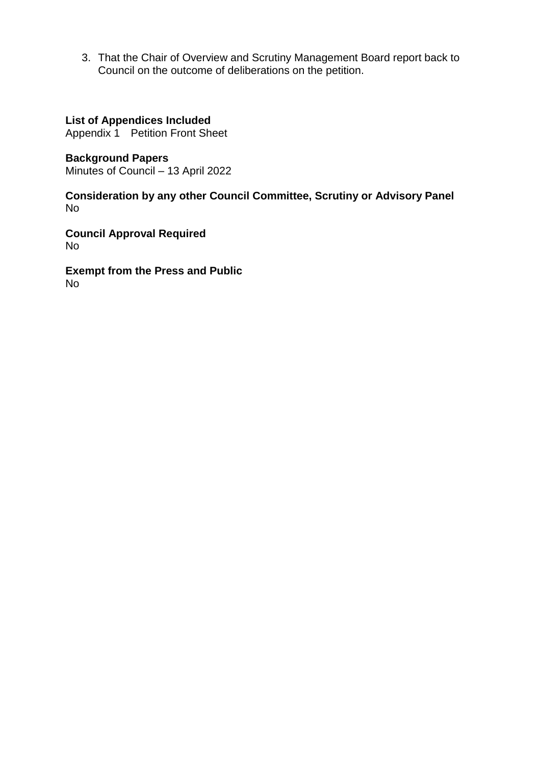3. That the Chair of Overview and Scrutiny Management Board report back to Council on the outcome of deliberations on the petition.

**List of Appendices Included**
Appendix 1 Petition Front Sheet

**Background Papers**
Minutes of Council – 13 April 2022

**Consideration by any other Council Committee, Scrutiny or Advisory Panel**
No

**Council Approval Required**
No

**Exempt from the Press and Public**
No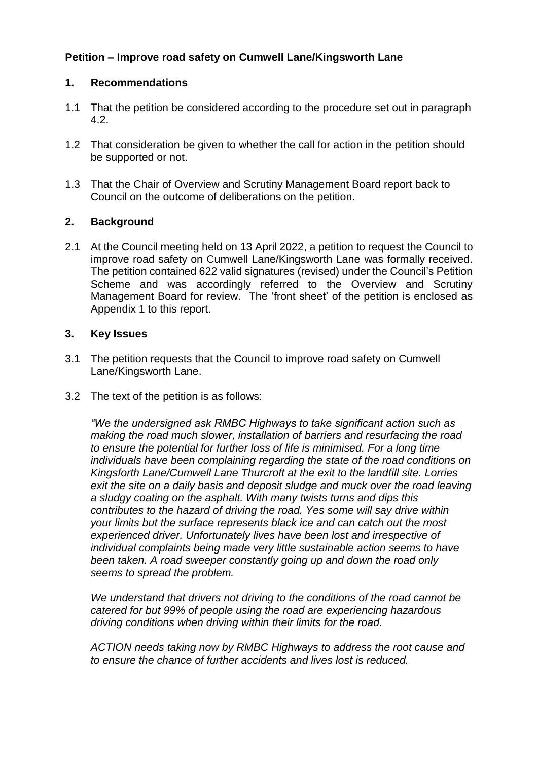**Petition – Improve road safety on Cumwell Lane/Kingsworth Lane**

**1. Recommendations**

1.1 That the petition be considered according to the procedure set out in paragraph 4.2.

1.2 That consideration be given to whether the call for action in the petition should be supported or not.

1.3 That the Chair of Overview and Scrutiny Management Board report back to Council on the outcome of deliberations on the petition.

**2. Background**

2.1 At the Council meeting held on 13 April 2022, a petition to request the Council to improve road safety on Cumwell Lane/Kingsworth Lane was formally received. The petition contained 622 valid signatures (revised) under the Council's Petition Scheme and was accordingly referred to the Overview and Scrutiny Management Board for review. The 'front sheet' of the petition is enclosed as Appendix 1 to this report.

**3. Key Issues**

3.1 The petition requests that the Council to improve road safety on Cumwell Lane/Kingsworth Lane.

3.2 The text of the petition is as follows:

*"We the undersigned ask RMBC Highways to take significant action such as making the road much slower, installation of barriers and resurfacing the road to ensure the potential for further loss of life is minimised. For a long time individuals have been complaining regarding the state of the road conditions on Kingsforth Lane/Cumwell Lane Thurcroft at the exit to the landfill site. Lorries exit the site on a daily basis and deposit sludge and muck over the road leaving a sludgy coating on the asphalt. With many twists turns and dips this contributes to the hazard of driving the road. Yes some will say drive within your limits but the surface represents black ice and can catch out the most experienced driver. Unfortunately lives have been lost and irrespective of individual complaints being made very little sustainable action seems to have been taken. A road sweeper constantly going up and down the road only seems to spread the problem.*

*We understand that drivers not driving to the conditions of the road cannot be catered for but 99% of people using the road are experiencing hazardous driving conditions when driving within their limits for the road.*

*ACTION needs taking now by RMBC Highways to address the root cause and to ensure the chance of further accidents and lives lost is reduced.*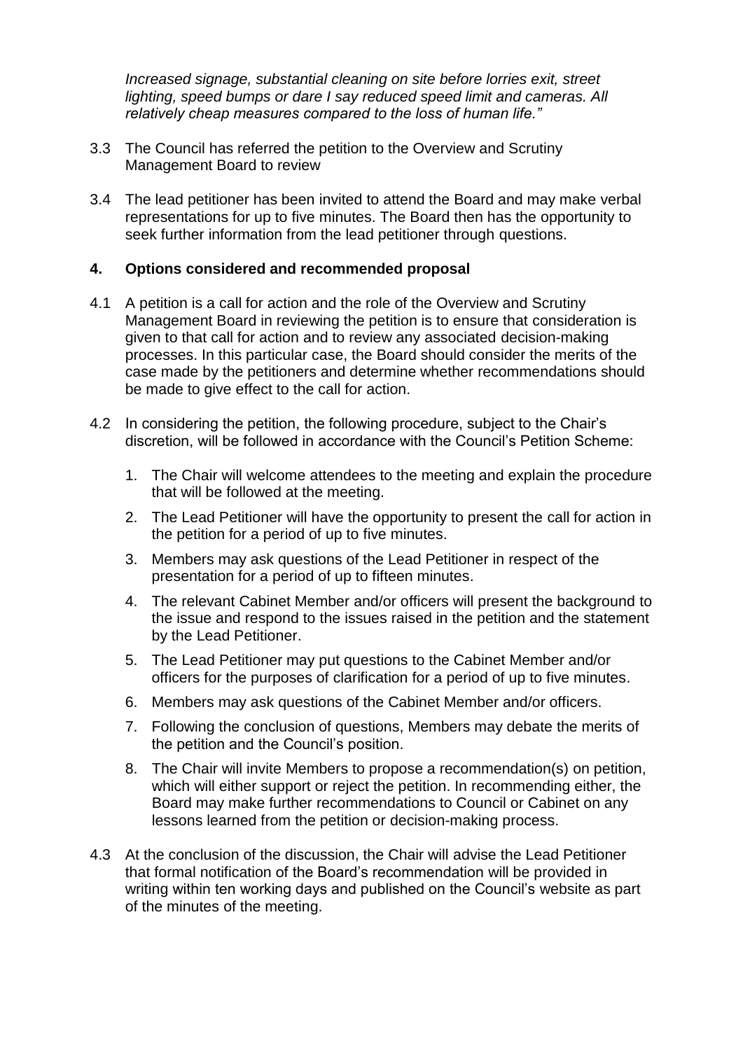*Increased signage, substantial cleaning on site before lorries exit, street lighting, speed bumps or dare I say reduced speed limit and cameras. All relatively cheap measures compared to the loss of human life."*

3.3 The Council has referred the petition to the Overview and Scrutiny Management Board to review

3.4 The lead petitioner has been invited to attend the Board and may make verbal representations for up to five minutes. The Board then has the opportunity to seek further information from the lead petitioner through questions.

## 4. Options considered and recommended proposal

4.1 A petition is a call for action and the role of the Overview and Scrutiny Management Board in reviewing the petition is to ensure that consideration is given to that call for action and to review any associated decision-making processes. In this particular case, the Board should consider the merits of the case made by the petitioners and determine whether recommendations should be made to give effect to the call for action.

4.2 In considering the petition, the following procedure, subject to the Chair's discretion, will be followed in accordance with the Council's Petition Scheme:

1. The Chair will welcome attendees to the meeting and explain the procedure that will be followed at the meeting.
2. The Lead Petitioner will have the opportunity to present the call for action in the petition for a period of up to five minutes.
3. Members may ask questions of the Lead Petitioner in respect of the presentation for a period of up to fifteen minutes.
4. The relevant Cabinet Member and/or officers will present the background to the issue and respond to the issues raised in the petition and the statement by the Lead Petitioner.
5. The Lead Petitioner may put questions to the Cabinet Member and/or officers for the purposes of clarification for a period of up to five minutes.
6. Members may ask questions of the Cabinet Member and/or officers.
7. Following the conclusion of questions, Members may debate the merits of the petition and the Council's position.
8. The Chair will invite Members to propose a recommendation(s) on petition, which will either support or reject the petition. In recommending either, the Board may make further recommendations to Council or Cabinet on any lessons learned from the petition or decision-making process.

4.3 At the conclusion of the discussion, the Chair will advise the Lead Petitioner that formal notification of the Board's recommendation will be provided in writing within ten working days and published on the Council's website as part of the minutes of the meeting.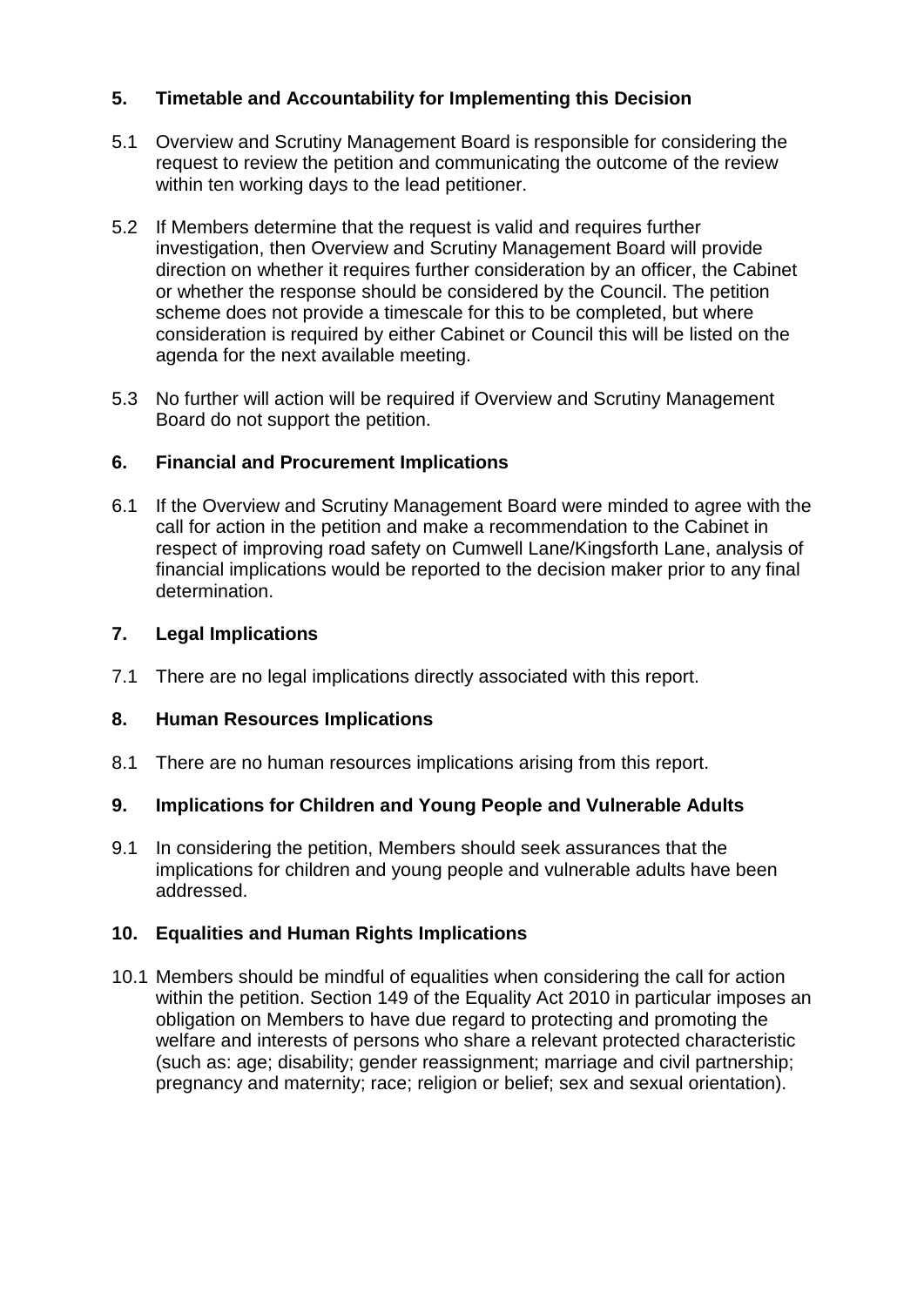## 5. Timetable and Accountability for Implementing this Decision

5.1 Overview and Scrutiny Management Board is responsible for considering the request to review the petition and communicating the outcome of the review within ten working days to the lead petitioner.

5.2 If Members determine that the request is valid and requires further investigation, then Overview and Scrutiny Management Board will provide direction on whether it requires further consideration by an officer, the Cabinet or whether the response should be considered by the Council. The petition scheme does not provide a timescale for this to be completed, but where consideration is required by either Cabinet or Council this will be listed on the agenda for the next available meeting.

5.3 No further will action will be required if Overview and Scrutiny Management Board do not support the petition.

## 6. Financial and Procurement Implications

6.1 If the Overview and Scrutiny Management Board were minded to agree with the call for action in the petition and make a recommendation to the Cabinet in respect of improving road safety on Cumwell Lane/Kingsforth Lane, analysis of financial implications would be reported to the decision maker prior to any final determination.

## 7. Legal Implications

7.1 There are no legal implications directly associated with this report.

## 8. Human Resources Implications

8.1 There are no human resources implications arising from this report.

## 9. Implications for Children and Young People and Vulnerable Adults

9.1 In considering the petition, Members should seek assurances that the implications for children and young people and vulnerable adults have been addressed.

## 10. Equalities and Human Rights Implications

10.1 Members should be mindful of equalities when considering the call for action within the petition. Section 149 of the Equality Act 2010 in particular imposes an obligation on Members to have due regard to protecting and promoting the welfare and interests of persons who share a relevant protected characteristic (such as: age; disability; gender reassignment; marriage and civil partnership; pregnancy and maternity; race; religion or belief; sex and sexual orientation).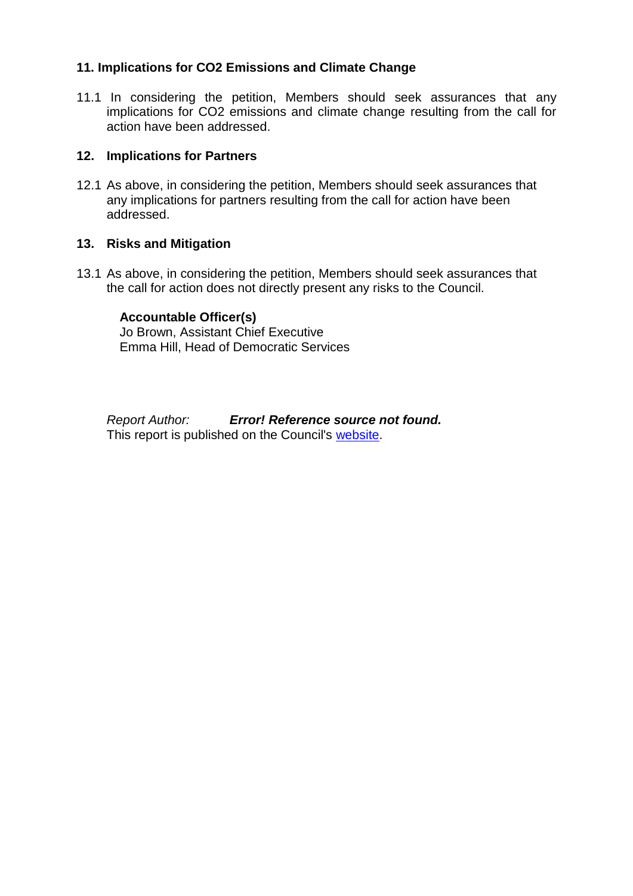## 11. Implications for $CO_2$ Emissions and Climate Change

11.1 In considering the petition, Members should seek assurances that any implications for $CO_2$ emissions and climate change resulting from the call for action have been addressed.

## 12. Implications for Partners

12.1 As above, in considering the petition, Members should seek assurances that any implications for partners resulting from the call for action have been addressed.

## 13. Risks and Mitigation

13.1 As above, in considering the petition, Members should seek assurances that the call for action does not directly present any risks to the Council.

**Accountable Officer(s)**
Jo Brown, Assistant Chief Executive
Emma Hill, Head of Democratic Services

*Report Author:* ***Error! Reference source not found.***
This report is published on the Council's website.